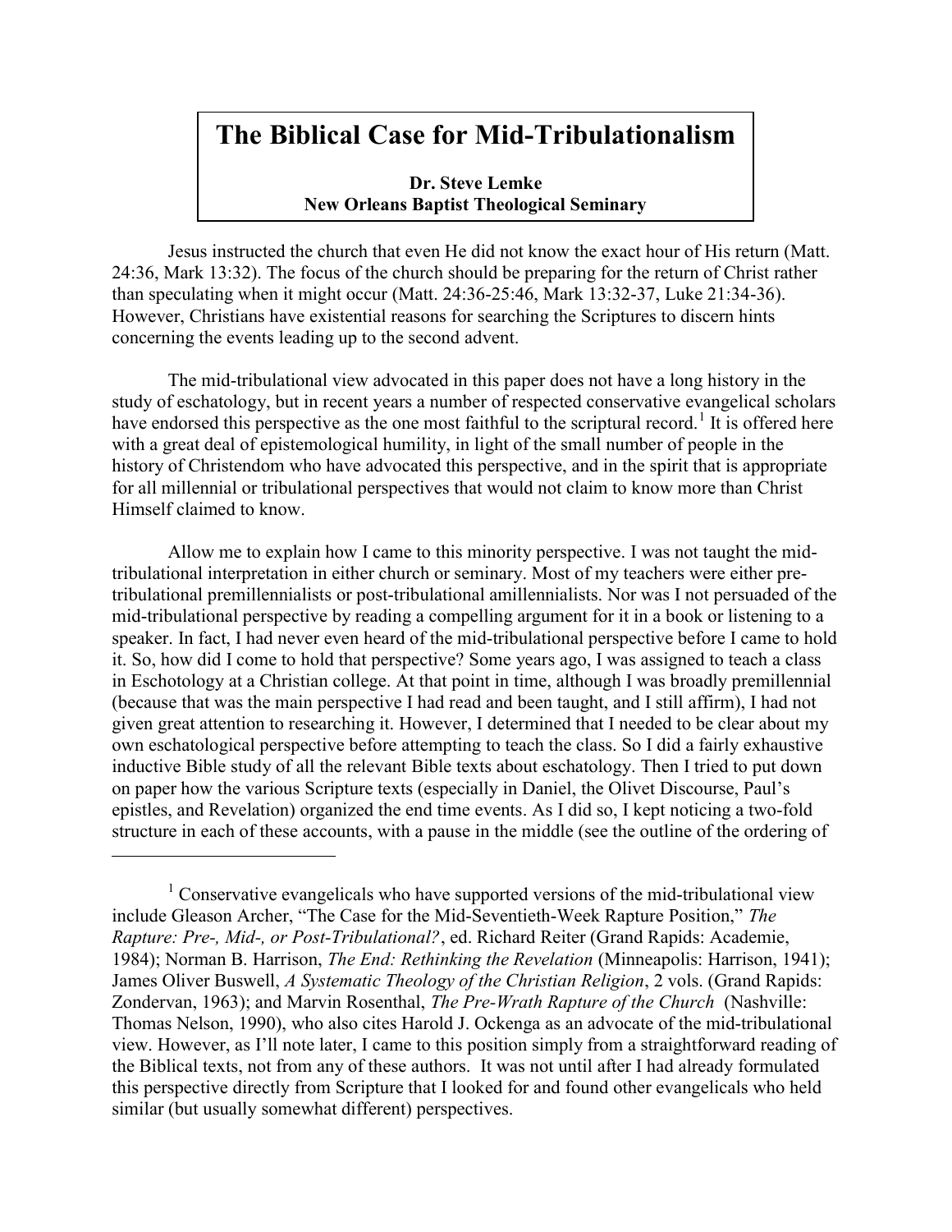# The Biblical Case for Mid-Tribulationalism

**Dr. Steve Lemke**
**New Orleans Baptist Theological Seminary**

Jesus instructed the church that even He did not know the exact hour of His return (Matt. 24:36, Mark 13:32). The focus of the church should be preparing for the return of Christ rather than speculating when it might occur (Matt. 24:36-25:46, Mark 13:32-37, Luke 21:34-36). However, Christians have existential reasons for searching the Scriptures to discern hints concerning the events leading up to the second advent.

The mid-tribulational view advocated in this paper does not have a long history in the study of eschatology, but in recent years a number of respected conservative evangelical scholars have endorsed this perspective as the one most faithful to the scriptural record.[1] It is offered here with a great deal of epistemological humility, in light of the small number of people in the history of Christendom who have advocated this perspective, and in the spirit that is appropriate for all millennial or tribulational perspectives that would not claim to know more than Christ Himself claimed to know.

Allow me to explain how I came to this minority perspective. I was not taught the mid-tribulational interpretation in either church or seminary. Most of my teachers were either pre-tribulational premillennialists or post-tribulational amillennialists. Nor was I not persuaded of the mid-tribulational perspective by reading a compelling argument for it in a book or listening to a speaker. In fact, I had never even heard of the mid-tribulational perspective before I came to hold it. So, how did I come to hold that perspective? Some years ago, I was assigned to teach a class in Eschotology at a Christian college. At that point in time, although I was broadly premillennial (because that was the main perspective I had read and been taught, and I still affirm), I had not given great attention to researching it. However, I determined that I needed to be clear about my own eschatological perspective before attempting to teach the class. So I did a fairly exhaustive inductive Bible study of all the relevant Bible texts about eschatology. Then I tried to put down on paper how the various Scripture texts (especially in Daniel, the Olivet Discourse, Paul's epistles, and Revelation) organized the end time events. As I did so, I kept noticing a two-fold structure in each of these accounts, with a pause in the middle (see the outline of the ordering of

---

[1] Conservative evangelicals who have supported versions of the mid-tribulational view include Gleason Archer, "The Case for the Mid-Seventieth-Week Rapture Position," *The Rapture: Pre-, Mid-, or Post-Tribulational?*, ed. Richard Reiter (Grand Rapids: Academie, 1984); Norman B. Harrison, *The End: Rethinking the Revelation* (Minneapolis: Harrison, 1941); James Oliver Buswell, *A Systematic Theology of the Christian Religion*, 2 vols. (Grand Rapids: Zondervan, 1963); and Marvin Rosenthal, *The Pre-Wrath Rapture of the Church* (Nashville: Thomas Nelson, 1990), who also cites Harold J. Ockenga as an advocate of the mid-tribulational view. However, as I'll note later, I came to this position simply from a straightforward reading of the Biblical texts, not from any of these authors. It was not until after I had already formulated this perspective directly from Scripture that I looked for and found other evangelicals who held similar (but usually somewhat different) perspectives.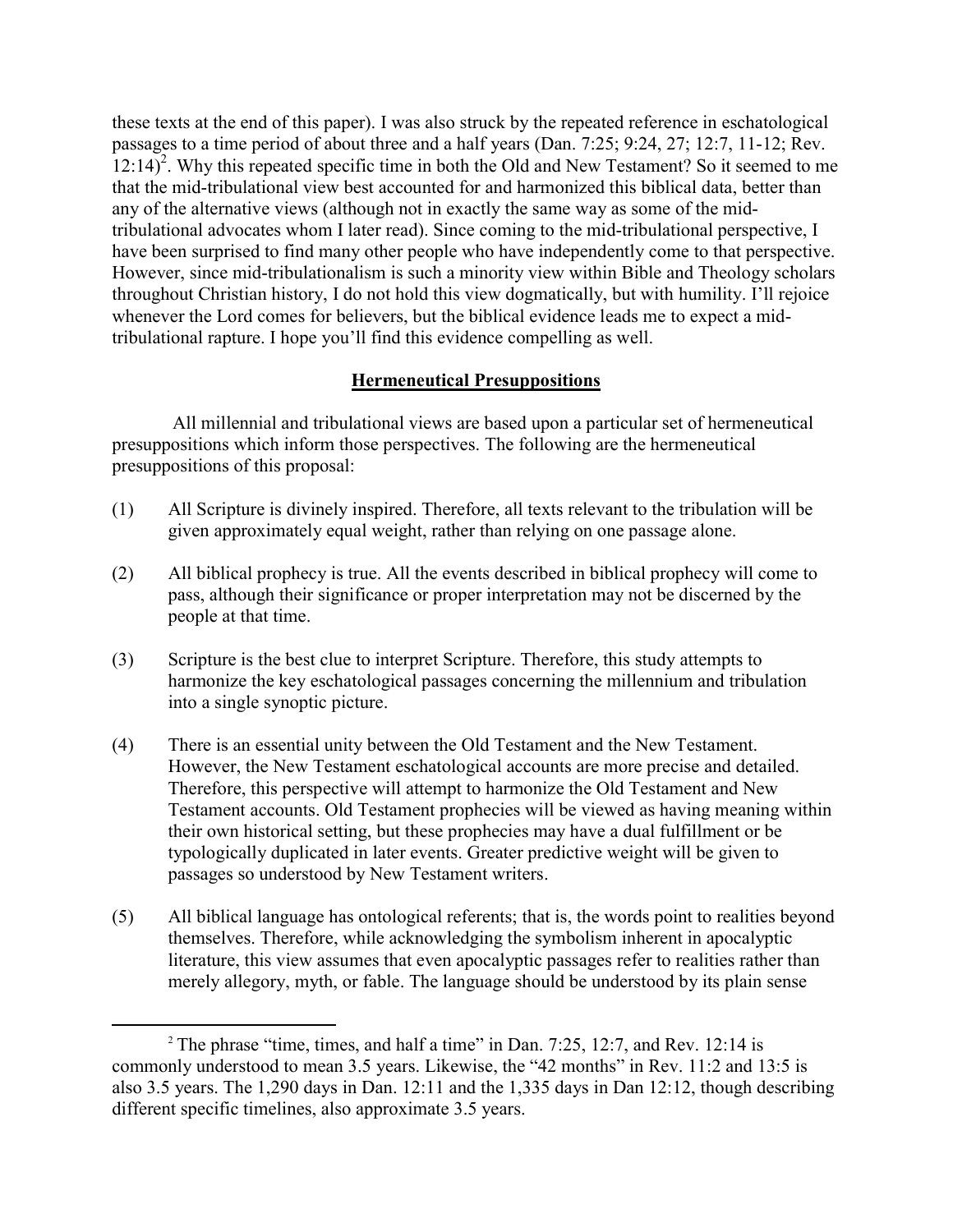these texts at the end of this paper). I was also struck by the repeated reference in eschatological passages to a time period of about three and a half years (Dan. 7:25; 9:24, 27; 12:7, 11-12; Rev. 12:14)[2]. Why this repeated specific time in both the Old and New Testament? So it seemed to me that the mid-tribulational view best accounted for and harmonized this biblical data, better than any of the alternative views (although not in exactly the same way as some of the mid-tribulational advocates whom I later read). Since coming to the mid-tribulational perspective, I have been surprised to find many other people who have independently come to that perspective. However, since mid-tribulationalism is such a minority view within Bible and Theology scholars throughout Christian history, I do not hold this view dogmatically, but with humility. I'll rejoice whenever the Lord comes for believers, but the biblical evidence leads me to expect a mid-tribulational rapture. I hope you'll find this evidence compelling as well.

## Hermeneutical Presuppositions

All millennial and tribulational views are based upon a particular set of hermeneutical presuppositions which inform those perspectives. The following are the hermeneutical presuppositions of this proposal:

(1) All Scripture is divinely inspired. Therefore, all texts relevant to the tribulation will be given approximately equal weight, rather than relying on one passage alone.

(2) All biblical prophecy is true. All the events described in biblical prophecy will come to pass, although their significance or proper interpretation may not be discerned by the people at that time.

(3) Scripture is the best clue to interpret Scripture. Therefore, this study attempts to harmonize the key eschatological passages concerning the millennium and tribulation into a single synoptic picture.

(4) There is an essential unity between the Old Testament and the New Testament. However, the New Testament eschatological accounts are more precise and detailed. Therefore, this perspective will attempt to harmonize the Old Testament and New Testament accounts. Old Testament prophecies will be viewed as having meaning within their own historical setting, but these prophecies may have a dual fulfillment or be typologically duplicated in later events. Greater predictive weight will be given to passages so understood by New Testament writers.

(5) All biblical language has ontological referents; that is, the words point to realities beyond themselves. Therefore, while acknowledging the symbolism inherent in apocalyptic literature, this view assumes that even apocalyptic passages refer to realities rather than merely allegory, myth, or fable. The language should be understood by its plain sense

---

[2] The phrase "time, times, and half a time" in Dan. 7:25, 12:7, and Rev. 12:14 is commonly understood to mean 3.5 years. Likewise, the "42 months" in Rev. 11:2 and 13:5 is also 3.5 years. The 1,290 days in Dan. 12:11 and the 1,335 days in Dan 12:12, though describing different specific timelines, also approximate 3.5 years.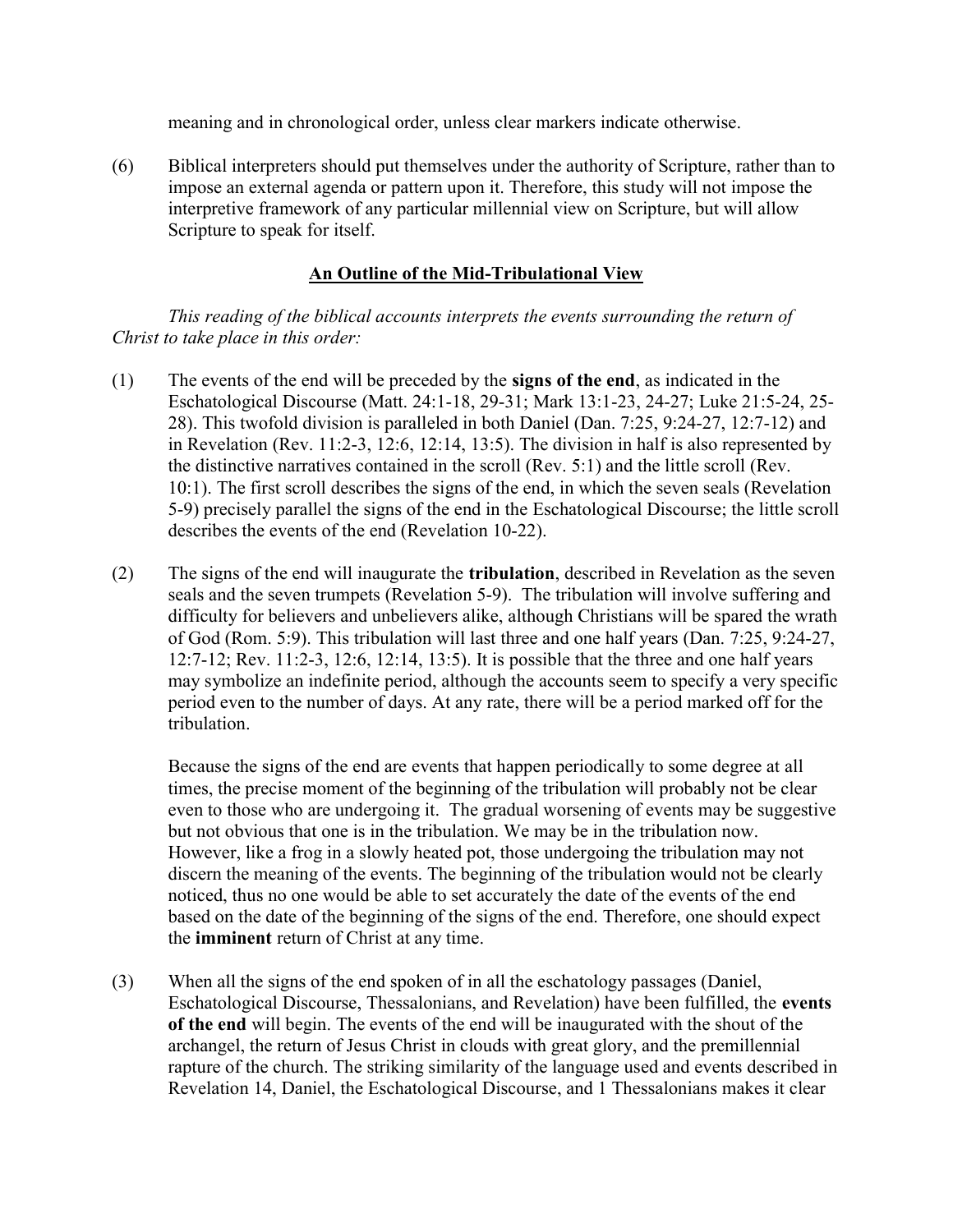meaning and in chronological order, unless clear markers indicate otherwise.

(6) Biblical interpreters should put themselves under the authority of Scripture, rather than to impose an external agenda or pattern upon it. Therefore, this study will not impose the interpretive framework of any particular millennial view on Scripture, but will allow Scripture to speak for itself.

## An Outline of the Mid-Tribulational View

*This reading of the biblical accounts interprets the events surrounding the return of Christ to take place in this order:*

(1) The events of the end will be preceded by the **signs of the end**, as indicated in the Eschatological Discourse (Matt. 24:1-18, 29-31; Mark 13:1-23, 24-27; Luke 21:5-24, 25-28). This twofold division is paralleled in both Daniel (Dan. 7:25, 9:24-27, 12:7-12) and in Revelation (Rev. 11:2-3, 12:6, 12:14, 13:5). The division in half is also represented by the distinctive narratives contained in the scroll (Rev. 5:1) and the little scroll (Rev. 10:1). The first scroll describes the signs of the end, in which the seven seals (Revelation 5-9) precisely parallel the signs of the end in the Eschatological Discourse; the little scroll describes the events of the end (Revelation 10-22).

(2) The signs of the end will inaugurate the **tribulation**, described in Revelation as the seven seals and the seven trumpets (Revelation 5-9). The tribulation will involve suffering and difficulty for believers and unbelievers alike, although Christians will be spared the wrath of God (Rom. 5:9). This tribulation will last three and one half years (Dan. 7:25, 9:24-27, 12:7-12; Rev. 11:2-3, 12:6, 12:14, 13:5). It is possible that the three and one half years may symbolize an indefinite period, although the accounts seem to specify a very specific period even to the number of days. At any rate, there will be a period marked off for the tribulation.

Because the signs of the end are events that happen periodically to some degree at all times, the precise moment of the beginning of the tribulation will probably not be clear even to those who are undergoing it. The gradual worsening of events may be suggestive but not obvious that one is in the tribulation. We may be in the tribulation now. However, like a frog in a slowly heated pot, those undergoing the tribulation may not discern the meaning of the events. The beginning of the tribulation would not be clearly noticed, thus no one would be able to set accurately the date of the events of the end based on the date of the beginning of the signs of the end. Therefore, one should expect the **imminent** return of Christ at any time.

(3) When all the signs of the end spoken of in all the eschatology passages (Daniel, Eschatological Discourse, Thessalonians, and Revelation) have been fulfilled, the **events of the end** will begin. The events of the end will be inaugurated with the shout of the archangel, the return of Jesus Christ in clouds with great glory, and the premillennial rapture of the church. The striking similarity of the language used and events described in Revelation 14, Daniel, the Eschatological Discourse, and 1 Thessalonians makes it clear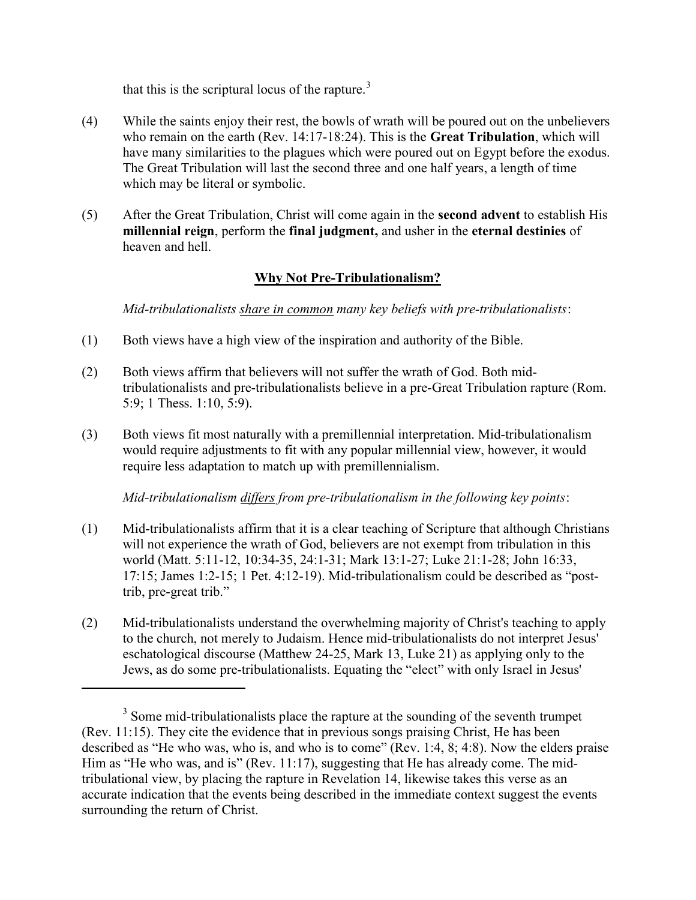that this is the scriptural locus of the rapture.[3]

(4) While the saints enjoy their rest, the bowls of wrath will be poured out on the unbelievers who remain on the earth (Rev. 14:17-18:24). This is the **Great Tribulation**, which will have many similarities to the plagues which were poured out on Egypt before the exodus. The Great Tribulation will last the second three and one half years, a length of time which may be literal or symbolic.

(5) After the Great Tribulation, Christ will come again in the **second advent** to establish His **millennial reign**, perform the **final judgment,** and usher in the **eternal destinies** of heaven and hell.

## Why Not Pre-Tribulationalism?

*Mid-tribulationalists share in common many key beliefs with pre-tribulationalists*:

(1) Both views have a high view of the inspiration and authority of the Bible.

(2) Both views affirm that believers will not suffer the wrath of God. Both mid-tribulationalists and pre-tribulationalists believe in a pre-Great Tribulation rapture (Rom. 5:9; 1 Thess. 1:10, 5:9).

(3) Both views fit most naturally with a premillennial interpretation. Mid-tribulationalism would require adjustments to fit with any popular millennial view, however, it would require less adaptation to match up with premillennialism.

*Mid-tribulationalism differs from pre-tribulationalism in the following key points*:

(1) Mid-tribulationalists affirm that it is a clear teaching of Scripture that although Christians will not experience the wrath of God, believers are not exempt from tribulation in this world (Matt. 5:11-12, 10:34-35, 24:1-31; Mark 13:1-27; Luke 21:1-28; John 16:33, 17:15; James 1:2-15; 1 Pet. 4:12-19). Mid-tribulationalism could be described as "post-trib, pre-great trib."

(2) Mid-tribulationalists understand the overwhelming majority of Christ's teaching to apply to the church, not merely to Judaism. Hence mid-tribulationalists do not interpret Jesus' eschatological discourse (Matthew 24-25, Mark 13, Luke 21) as applying only to the Jews, as do some pre-tribulationalists. Equating the "elect" with only Israel in Jesus'

---

[3] Some mid-tribulationalists place the rapture at the sounding of the seventh trumpet (Rev. 11:15). They cite the evidence that in previous songs praising Christ, He has been described as "He who was, who is, and who is to come" (Rev. 1:4, 8; 4:8). Now the elders praise Him as "He who was, and is" (Rev. 11:17), suggesting that He has already come. The mid-tribulational view, by placing the rapture in Revelation 14, likewise takes this verse as an accurate indication that the events being described in the immediate context suggest the events surrounding the return of Christ.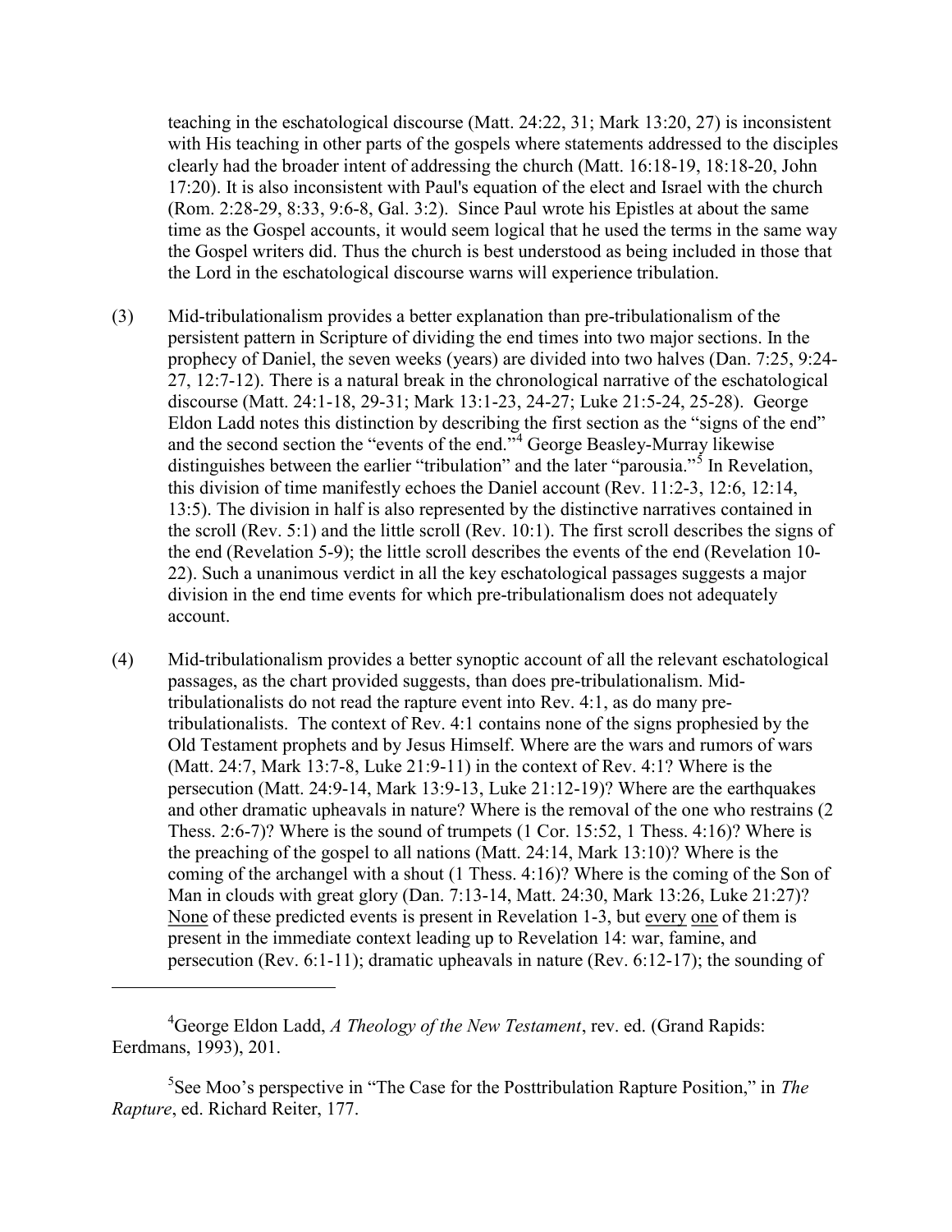teaching in the eschatological discourse (Matt. 24:22, 31; Mark 13:20, 27) is inconsistent with His teaching in other parts of the gospels where statements addressed to the disciples clearly had the broader intent of addressing the church (Matt. 16:18-19, 18:18-20, John 17:20). It is also inconsistent with Paul's equation of the elect and Israel with the church (Rom. 2:28-29, 8:33, 9:6-8, Gal. 3:2). Since Paul wrote his Epistles at about the same time as the Gospel accounts, it would seem logical that he used the terms in the same way the Gospel writers did. Thus the church is best understood as being included in those that the Lord in the eschatological discourse warns will experience tribulation.

(3) Mid-tribulationalism provides a better explanation than pre-tribulationalism of the persistent pattern in Scripture of dividing the end times into two major sections. In the prophecy of Daniel, the seven weeks (years) are divided into two halves (Dan. 7:25, 9:24-27, 12:7-12). There is a natural break in the chronological narrative of the eschatological discourse (Matt. 24:1-18, 29-31; Mark 13:1-23, 24-27; Luke 21:5-24, 25-28). George Eldon Ladd notes this distinction by describing the first section as the "signs of the end" and the second section the "events of the end."[4] George Beasley-Murray likewise distinguishes between the earlier "tribulation" and the later "parousia."[5] In Revelation, this division of time manifestly echoes the Daniel account (Rev. 11:2-3, 12:6, 12:14, 13:5). The division in half is also represented by the distinctive narratives contained in the scroll (Rev. 5:1) and the little scroll (Rev. 10:1). The first scroll describes the signs of the end (Revelation 5-9); the little scroll describes the events of the end (Revelation 10-22). Such a unanimous verdict in all the key eschatological passages suggests a major division in the end time events for which pre-tribulationalism does not adequately account.

(4) Mid-tribulationalism provides a better synoptic account of all the relevant eschatological passages, as the chart provided suggests, than does pre-tribulationalism. Mid-tribulationalists do not read the rapture event into Rev. 4:1, as do many pre-tribulationalists. The context of Rev. 4:1 contains none of the signs prophesied by the Old Testament prophets and by Jesus Himself. Where are the wars and rumors of wars (Matt. 24:7, Mark 13:7-8, Luke 21:9-11) in the context of Rev. 4:1? Where is the persecution (Matt. 24:9-14, Mark 13:9-13, Luke 21:12-19)? Where are the earthquakes and other dramatic upheavals in nature? Where is the removal of the one who restrains (2 Thess. 2:6-7)? Where is the sound of trumpets (1 Cor. 15:52, 1 Thess. 4:16)? Where is the preaching of the gospel to all nations (Matt. 24:14, Mark 13:10)? Where is the coming of the archangel with a shout (1 Thess. 4:16)? Where is the coming of the Son of Man in clouds with great glory (Dan. 7:13-14, Matt. 24:30, Mark 13:26, Luke 21:27)? <u>None</u> of these predicted events is present in Revelation 1-3, but <u>every one</u> of them is present in the immediate context leading up to Revelation 14: war, famine, and persecution (Rev. 6:1-11); dramatic upheavals in nature (Rev. 6:12-17); the sounding of

---

[4] George Eldon Ladd, *A Theology of the New Testament*, rev. ed. (Grand Rapids: Eerdmans, 1993), 201.

[5] See Moo's perspective in "The Case for the Posttribulation Rapture Position," in *The Rapture*, ed. Richard Reiter, 177.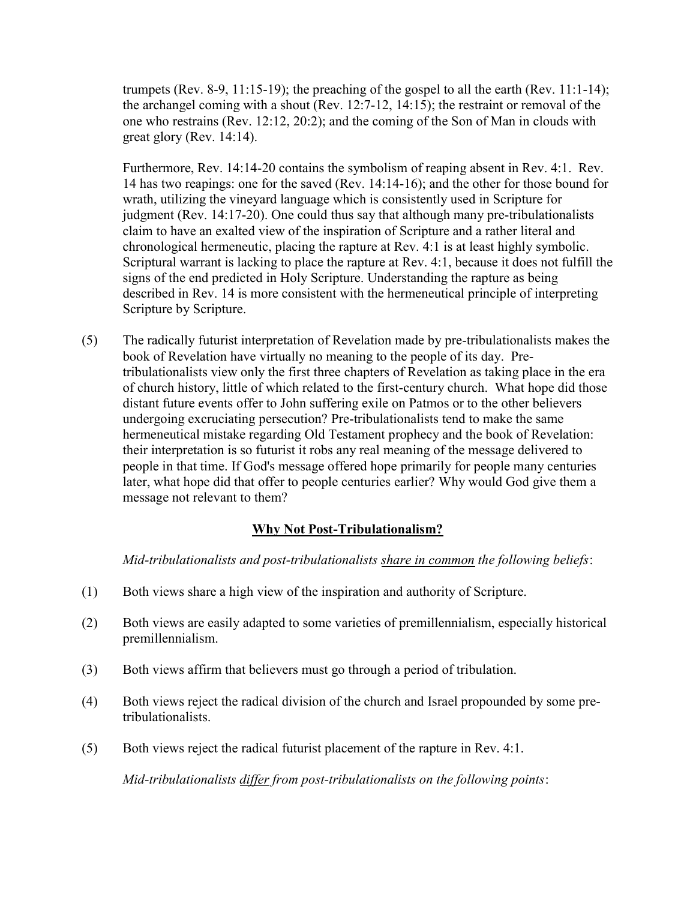trumpets (Rev. 8-9, 11:15-19); the preaching of the gospel to all the earth (Rev. 11:1-14); the archangel coming with a shout (Rev. 12:7-12, 14:15); the restraint or removal of the one who restrains (Rev. 12:12, 20:2); and the coming of the Son of Man in clouds with great glory (Rev. 14:14).

Furthermore, Rev. 14:14-20 contains the symbolism of reaping absent in Rev. 4:1. Rev. 14 has two reapings: one for the saved (Rev. 14:14-16); and the other for those bound for wrath, utilizing the vineyard language which is consistently used in Scripture for judgment (Rev. 14:17-20). One could thus say that although many pre-tribulationalists claim to have an exalted view of the inspiration of Scripture and a rather literal and chronological hermeneutic, placing the rapture at Rev. 4:1 is at least highly symbolic. Scriptural warrant is lacking to place the rapture at Rev. 4:1, because it does not fulfill the signs of the end predicted in Holy Scripture. Understanding the rapture as being described in Rev. 14 is more consistent with the hermeneutical principle of interpreting Scripture by Scripture.

(5) The radically futurist interpretation of Revelation made by pre-tribulationalists makes the book of Revelation have virtually no meaning to the people of its day. Pre-tribulationalists view only the first three chapters of Revelation as taking place in the era of church history, little of which related to the first-century church. What hope did those distant future events offer to John suffering exile on Patmos or to the other believers undergoing excruciating persecution? Pre-tribulationalists tend to make the same hermeneutical mistake regarding Old Testament prophecy and the book of Revelation: their interpretation is so futurist it robs any real meaning of the message delivered to people in that time. If God's message offered hope primarily for people many centuries later, what hope did that offer to people centuries earlier? Why would God give them a message not relevant to them?

## Why Not Post-Tribulationalism?

*Mid-tribulationalists and post-tribulationalists share in common the following beliefs*:

(1) Both views share a high view of the inspiration and authority of Scripture.

(2) Both views are easily adapted to some varieties of premillennialism, especially historical premillennialism.

(3) Both views affirm that believers must go through a period of tribulation.

(4) Both views reject the radical division of the church and Israel propounded by some pre-tribulationalists.

(5) Both views reject the radical futurist placement of the rapture in Rev. 4:1.

*Mid-tribulationalists differ from post-tribulationalists on the following points*: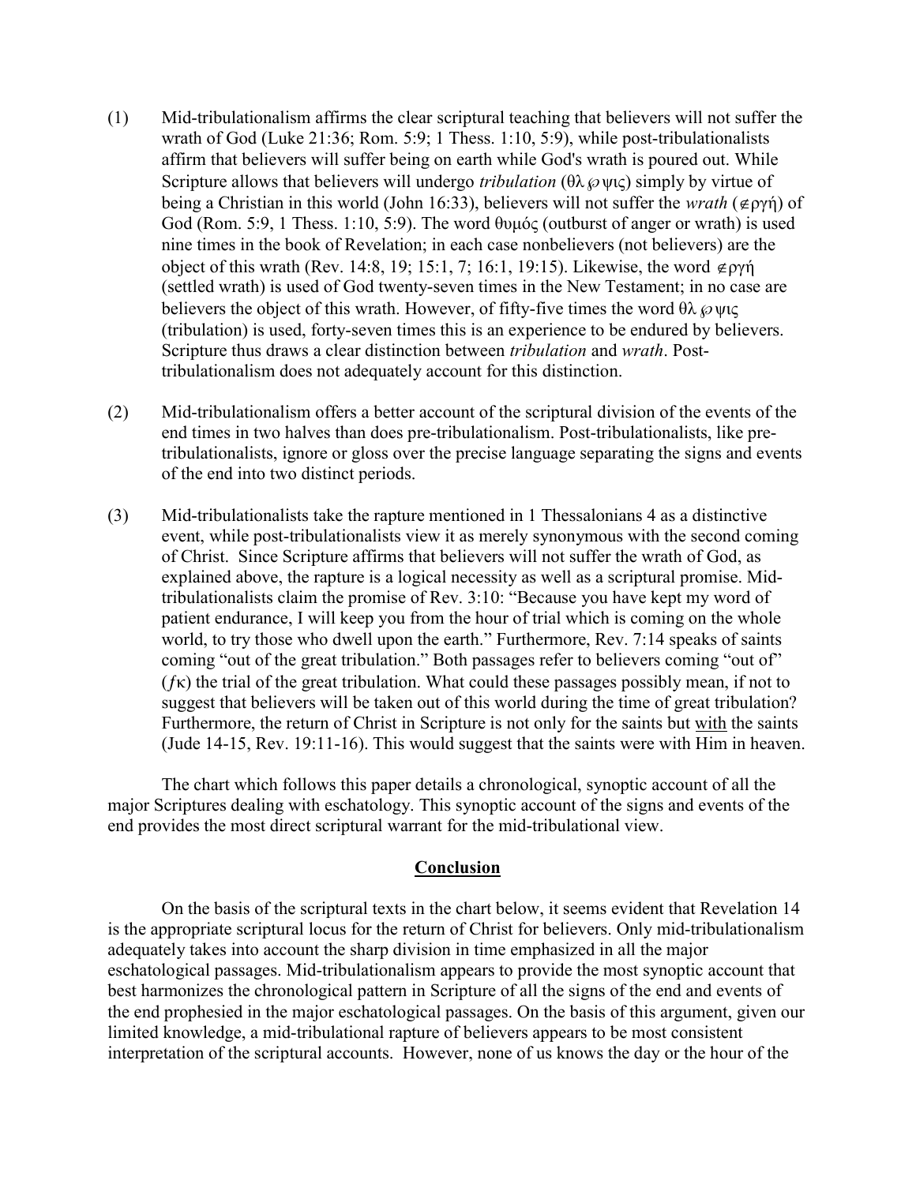(1) Mid-tribulationalism affirms the clear scriptural teaching that believers will not suffer the wrath of God (Luke 21:36; Rom. 5:9; 1 Thess. 1:10, 5:9), while post-tribulationalists affirm that believers will suffer being on earth while God's wrath is poured out. While Scripture allows that believers will undergo *tribulation* (θλ℘ψις) simply by virtue of being a Christian in this world (John 16:33), believers will not suffer the *wrath* (∉ργή) of God (Rom. 5:9, 1 Thess. 1:10, 5:9). The word θυμός (outburst of anger or wrath) is used nine times in the book of Revelation; in each case nonbelievers (not believers) are the object of this wrath (Rev. 14:8, 19; 15:1, 7; 16:1, 19:15). Likewise, the word ∉ργή (settled wrath) is used of God twenty-seven times in the New Testament; in no case are believers the object of this wrath. However, of fifty-five times the word θλ℘ψις (tribulation) is used, forty-seven times this is an experience to be endured by believers. Scripture thus draws a clear distinction between *tribulation* and *wrath*. Post-tribulationalism does not adequately account for this distinction.

(2) Mid-tribulationalism offers a better account of the scriptural division of the events of the end times in two halves than does pre-tribulationalism. Post-tribulationalists, like pre-tribulationalists, ignore or gloss over the precise language separating the signs and events of the end into two distinct periods.

(3) Mid-tribulationalists take the rapture mentioned in 1 Thessalonians 4 as a distinctive event, while post-tribulationalists view it as merely synonymous with the second coming of Christ. Since Scripture affirms that believers will not suffer the wrath of God, as explained above, the rapture is a logical necessity as well as a scriptural promise. Mid-tribulationalists claim the promise of Rev. 3:10: "Because you have kept my word of patient endurance, I will keep you from the hour of trial which is coming on the whole world, to try those who dwell upon the earth." Furthermore, Rev. 7:14 speaks of saints coming "out of the great tribulation." Both passages refer to believers coming "out of" (ƒκ) the trial of the great tribulation. What could these passages possibly mean, if not to suggest that believers will be taken out of this world during the time of great tribulation? Furthermore, the return of Christ in Scripture is not only for the saints but <u>with</u> the saints (Jude 14-15, Rev. 19:11-16). This would suggest that the saints were with Him in heaven.

The chart which follows this paper details a chronological, synoptic account of all the major Scriptures dealing with eschatology. This synoptic account of the signs and events of the end provides the most direct scriptural warrant for the mid-tribulational view.

## **<u>Conclusion</u>**

On the basis of the scriptural texts in the chart below, it seems evident that Revelation 14 is the appropriate scriptural locus for the return of Christ for believers. Only mid-tribulationalism adequately takes into account the sharp division in time emphasized in all the major eschatological passages. Mid-tribulationalism appears to provide the most synoptic account that best harmonizes the chronological pattern in Scripture of all the signs of the end and events of the end prophesied in the major eschatological passages. On the basis of this argument, given our limited knowledge, a mid-tribulational rapture of believers appears to be most consistent interpretation of the scriptural accounts. However, none of us knows the day or the hour of the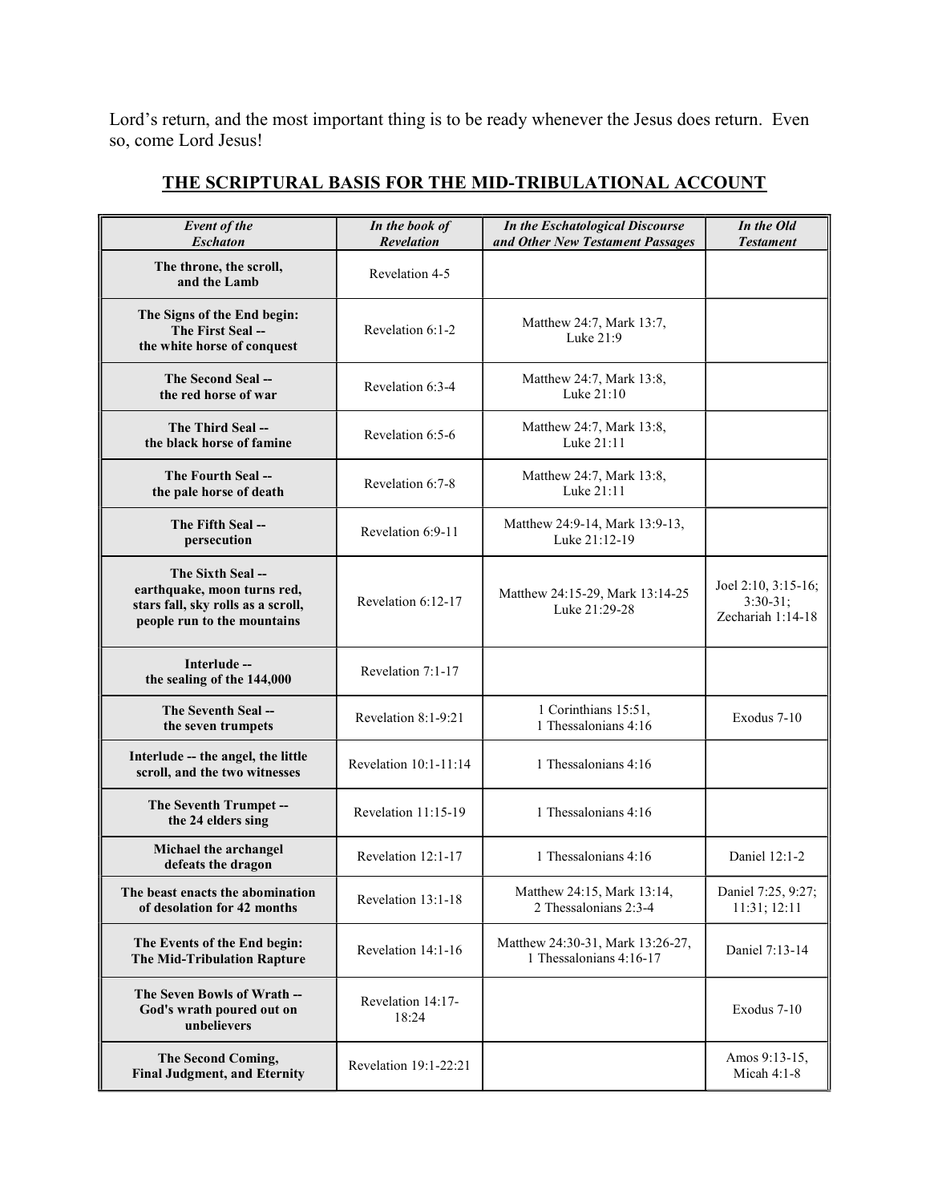Lord's return, and the most important thing is to be ready whenever the Jesus does return. Even so, come Lord Jesus!

## THE SCRIPTURAL BASIS FOR THE MID-TRIBULATIONAL ACCOUNT

| *Event of the Eschaton* | *In the book of Revelation* | *In the Eschatological Discourse and Other New Testament Passages* | *In the Old Testament* |
|---|---|---|---|
| **The throne, the scroll, and the Lamb** | Revelation 4-5 | | |
| **The Signs of the End begin: The First Seal -- the white horse of conquest** | Revelation 6:1-2 | Matthew 24:7, Mark 13:7, Luke 21:9 | |
| **The Second Seal -- the red horse of war** | Revelation 6:3-4 | Matthew 24:7, Mark 13:8, Luke 21:10 | |
| **The Third Seal -- the black horse of famine** | Revelation 6:5-6 | Matthew 24:7, Mark 13:8, Luke 21:11 | |
| **The Fourth Seal -- the pale horse of death** | Revelation 6:7-8 | Matthew 24:7, Mark 13:8, Luke 21:11 | |
| **The Fifth Seal -- persecution** | Revelation 6:9-11 | Matthew 24:9-14, Mark 13:9-13, Luke 21:12-19 | |
| **The Sixth Seal -- earthquake, moon turns red, stars fall, sky rolls as a scroll, people run to the mountains** | Revelation 6:12-17 | Matthew 24:15-29, Mark 13:14-25 Luke 21:29-28 | Joel 2:10, 3:15-16; 3:30-31; Zechariah 1:14-18 |
| **Interlude -- the sealing of the 144,000** | Revelation 7:1-17 | | |
| **The Seventh Seal -- the seven trumpets** | Revelation 8:1-9:21 | 1 Corinthians 15:51, 1 Thessalonians 4:16 | Exodus 7-10 |
| **Interlude -- the angel, the little scroll, and the two witnesses** | Revelation 10:1-11:14 | 1 Thessalonians 4:16 | |
| **The Seventh Trumpet -- the 24 elders sing** | Revelation 11:15-19 | 1 Thessalonians 4:16 | |
| **Michael the archangel defeats the dragon** | Revelation 12:1-17 | 1 Thessalonians 4:16 | Daniel 12:1-2 |
| **The beast enacts the abomination of desolation for 42 months** | Revelation 13:1-18 | Matthew 24:15, Mark 13:14, 2 Thessalonians 2:3-4 | Daniel 7:25, 9:27; 11:31; 12:11 |
| **The Events of the End begin: The Mid-Tribulation Rapture** | Revelation 14:1-16 | Matthew 24:30-31, Mark 13:26-27, 1 Thessalonians 4:16-17 | Daniel 7:13-14 |
| **The Seven Bowls of Wrath -- God's wrath poured out on unbelievers** | Revelation 14:17-18:24 | | Exodus 7-10 |
| **The Second Coming, Final Judgment, and Eternity** | Revelation 19:1-22:21 | | Amos 9:13-15, Micah 4:1-8 |